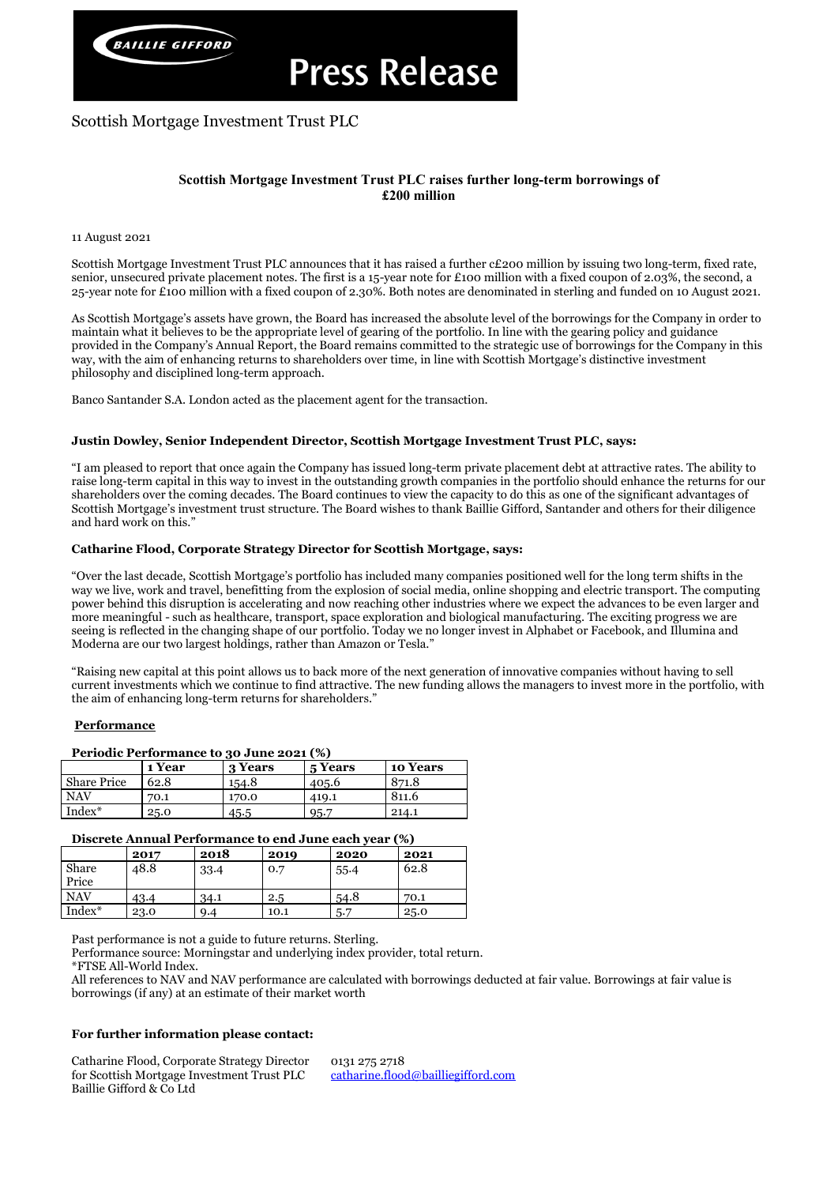# Press Release

Scottish Mortgage Investment Trust PLC

## Scottish Mortgage Investment Trust PLC raises further long-term borrowings of £200 million

11 August 2021

Scottish Mortgage Investment Trust PLC announces that it has raised a further c£200 million by issuing two long-term, fixed rate, senior, unsecured private placement notes. The first is a 15-year note for £100 million with a fixed coupon of 2.03%, the second, a 25-year note for £100 million with a fixed coupon of 2.30%. Both notes are denominated in sterling and funded on 10 August 2021.

As Scottish Mortgage's assets have grown, the Board has increased the absolute level of the borrowings for the Company in order to maintain what it believes to be the appropriate level of gearing of the portfolio. In line with the gearing policy and guidance provided in the Company's Annual Report, the Board remains committed to the strategic use of borrowings for the Company in this way, with the aim of enhancing returns to shareholders over time, in line with Scottish Mortgage's distinctive investment philosophy and disciplined long-term approach.

Banco Santander S.A. London acted as the placement agent for the transaction.

**Justin Dowley, Senior Independent Director, Scottish Mortgage Investment Trust PLC, says:**

"I am pleased to report that once again the Company has issued long-term private placement debt at attractive rates. The ability to raise long-term capital in this way to invest in the outstanding growth companies in the portfolio should enhance the returns for our shareholders over the coming decades. The Board continues to view the capacity to do this as one of the significant advantages of Scottish Mortgage's investment trust structure. The Board wishes to thank Baillie Gifford, Santander and others for their diligence and hard work on this."

**Catharine Flood, Corporate Strategy Director for Scottish Mortgage, says:**

"Over the last decade, Scottish Mortgage's portfolio has included many companies positioned well for the long term shifts in the way we live, work and travel, benefitting from the explosion of social media, online shopping and electric transport. The computing power behind this disruption is accelerating and now reaching other industries where we expect the advances to be even larger and more meaningful - such as healthcare, transport, space exploration and biological manufacturing. The exciting progress we are seeing is reflected in the changing shape of our portfolio. Today we no longer invest in Alphabet or Facebook, and Illumina and Moderna are our two largest holdings, rather than Amazon or Tesla."

"Raising new capital at this point allows us to back more of the next generation of innovative companies without having to sell current investments which we continue to find attractive. The new funding allows the managers to invest more in the portfolio, with the aim of enhancing long-term returns for shareholders."

**Performance**

**Periodic Performance to 30 June 2021 (%)**

| | 1 Year | 3 Years | 5 Years | 10 Years |
|---|---|---|---|---|
| Share Price | 62.8 | 154.8 | 405.6 | 871.8 |
| NAV | 70.1 | 170.0 | 419.1 | 811.6 |
| Index* | 25.0 | 45.5 | 95.7 | 214.1 |

**Discrete Annual Performance to end June each year (%)**

| | 2017 | 2018 | 2019 | 2020 | 2021 |
|---|---|---|---|---|---|
| Share Price | 48.8 | 33.4 | 0.7 | 55.4 | 62.8 |
| NAV | 43.4 | 34.1 | 2.5 | 54.8 | 70.1 |
| Index* | 23.0 | 9.4 | 10.1 | 5.7 | 25.0 |

Past performance is not a guide to future returns. Sterling.
Performance source: Morningstar and underlying index provider, total return.
*FTSE All-World Index.
All references to NAV and NAV performance are calculated with borrowings deducted at fair value. Borrowings at fair value is borrowings (if any) at an estimate of their market worth

**For further information please contact:**

Catharine Flood, Corporate Strategy Director for Scottish Mortgage Investment Trust PLC
Baillie Gifford & Co Ltd
0131 275 2718
catharine.flood@bailliegifford.com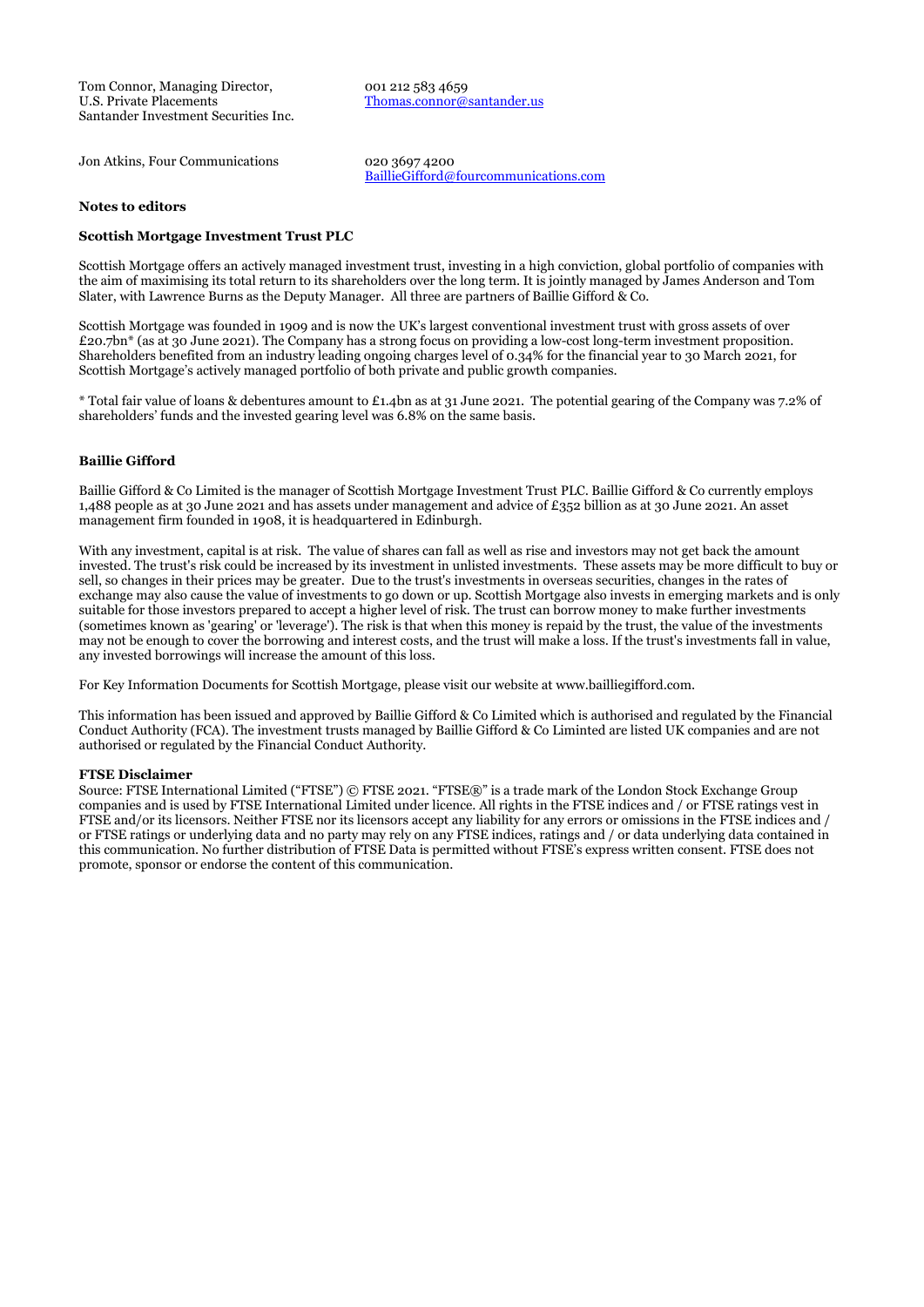Tom Connor, Managing Director,
U.S. Private Placements
Santander Investment Securities Inc.

001 212 583 4659
Thomas.connor@santander.us

Jon Atkins, Four Communications

020 3697 4200
BaillieGifford@fourcommunications.com

**Notes to editors**

**Scottish Mortgage Investment Trust PLC**

Scottish Mortgage offers an actively managed investment trust, investing in a high conviction, global portfolio of companies with the aim of maximising its total return to its shareholders over the long term. It is jointly managed by James Anderson and Tom Slater, with Lawrence Burns as the Deputy Manager. All three are partners of Baillie Gifford & Co.

Scottish Mortgage was founded in 1909 and is now the UK's largest conventional investment trust with gross assets of over £20.7bn* (as at 30 June 2021). The Company has a strong focus on providing a low-cost long-term investment proposition. Shareholders benefited from an industry leading ongoing charges level of 0.34% for the financial year to 30 March 2021, for Scottish Mortgage's actively managed portfolio of both private and public growth companies.

* Total fair value of loans & debentures amount to £1.4bn as at 31 June 2021. The potential gearing of the Company was 7.2% of shareholders' funds and the invested gearing level was 6.8% on the same basis.

**Baillie Gifford**

Baillie Gifford & Co Limited is the manager of Scottish Mortgage Investment Trust PLC. Baillie Gifford & Co currently employs 1,488 people as at 30 June 2021 and has assets under management and advice of £352 billion as at 30 June 2021. An asset management firm founded in 1908, it is headquartered in Edinburgh.

With any investment, capital is at risk. The value of shares can fall as well as rise and investors may not get back the amount invested. The trust's risk could be increased by its investment in unlisted investments. These assets may be more difficult to buy or sell, so changes in their prices may be greater. Due to the trust's investments in overseas securities, changes in the rates of exchange may also cause the value of investments to go down or up. Scottish Mortgage also invests in emerging markets and is only suitable for those investors prepared to accept a higher level of risk. The trust can borrow money to make further investments (sometimes known as 'gearing' or 'leverage'). The risk is that when this money is repaid by the trust, the value of the investments may not be enough to cover the borrowing and interest costs, and the trust will make a loss. If the trust's investments fall in value, any invested borrowings will increase the amount of this loss.

For Key Information Documents for Scottish Mortgage, please visit our website at www.bailliegifford.com.

This information has been issued and approved by Baillie Gifford & Co Limited which is authorised and regulated by the Financial Conduct Authority (FCA). The investment trusts managed by Baillie Gifford & Co Liminted are listed UK companies and are not authorised or regulated by the Financial Conduct Authority.

**FTSE Disclaimer**
Source: FTSE International Limited ("FTSE") © FTSE 2021. "FTSE®" is a trade mark of the London Stock Exchange Group companies and is used by FTSE International Limited under licence. All rights in the FTSE indices and / or FTSE ratings vest in FTSE and/or its licensors. Neither FTSE nor its licensors accept any liability for any errors or omissions in the FTSE indices and / or FTSE ratings or underlying data and no party may rely on any FTSE indices, ratings and / or data underlying data contained in this communication. No further distribution of FTSE Data is permitted without FTSE's express written consent. FTSE does not promote, sponsor or endorse the content of this communication.